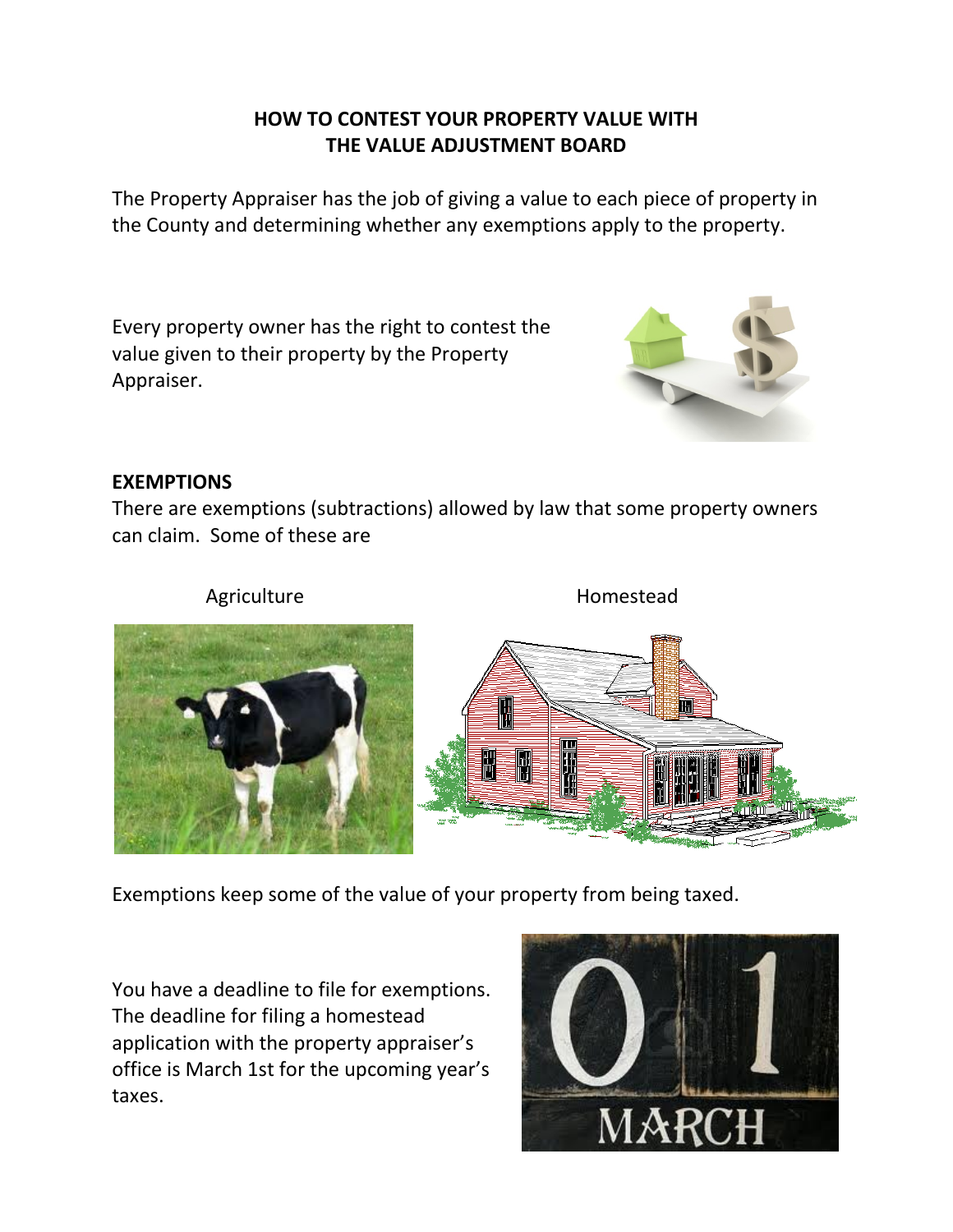# HOW TO CONTEST YOUR PROPERTY VALUE WITH THE VALUE ADJUSTMENT BOARD

The Property Appraiser has the job of giving a value to each piece of property in the County and determining whether any exemptions apply to the property.

Every property owner has the right to contest the value given to their property by the Property Appraiser.

## EXEMPTIONS

There are exemptions (subtractions) allowed by law that some property owners can claim. Some of these are

Agriculture

Homestead

Exemptions keep some of the value of your property from being taxed.

You have a deadline to file for exemptions. The deadline for filing a homestead application with the property appraiser's office is March 1st for the upcoming year's taxes.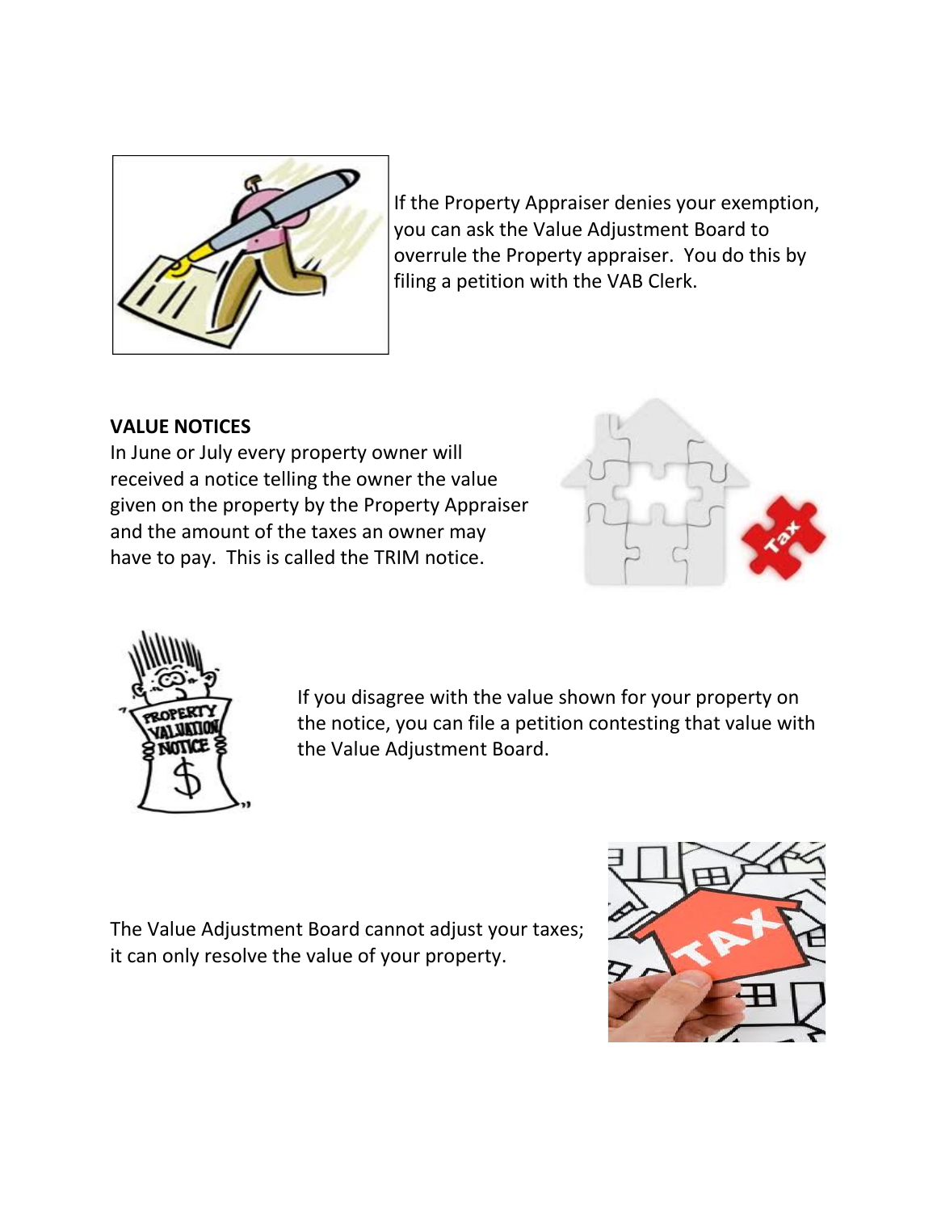If the Property Appraiser denies your exemption, you can ask the Value Adjustment Board to overrule the Property appraiser. You do this by filing a petition with the VAB Clerk.

**VALUE NOTICES**

In June or July every property owner will received a notice telling the owner the value given on the property by the Property Appraiser and the amount of the taxes an owner may have to pay. This is called the TRIM notice.

If you disagree with the value shown for your property on the notice, you can file a petition contesting that value with the Value Adjustment Board.

The Value Adjustment Board cannot adjust your taxes; it can only resolve the value of your property.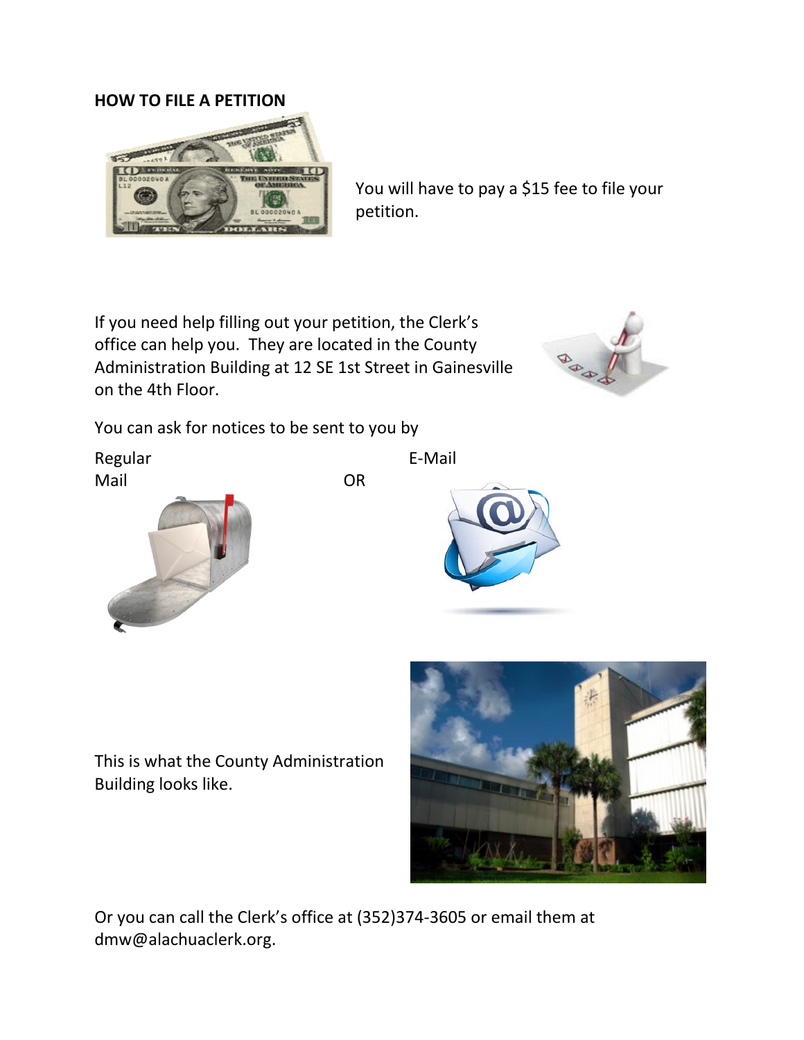**HOW TO FILE A PETITION**

You will have to pay a $15 fee to file your petition.

If you need help filling out your petition, the Clerk's office can help you. They are located in the County Administration Building at 12 SE 1st Street in Gainesville on the 4th Floor.

You can ask for notices to be sent to you by

Regular Mail OR E-Mail

This is what the County Administration Building looks like.

Or you can call the Clerk's office at (352)374-3605 or email them at dmw@alachuaclerk.org.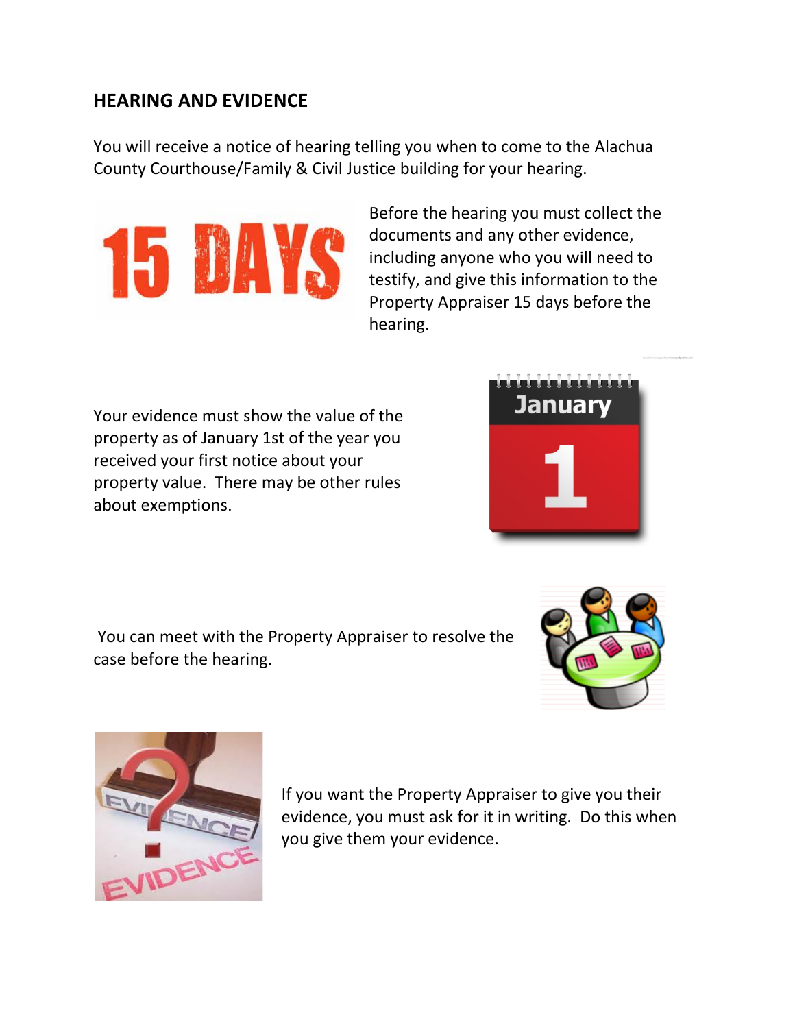## HEARING AND EVIDENCE

You will receive a notice of hearing telling you when to come to the Alachua County Courthouse/Family & Civil Justice building for your hearing.

Before the hearing you must collect the documents and any other evidence, including anyone who you will need to testify, and give this information to the Property Appraiser 15 days before the hearing.

Your evidence must show the value of the property as of January 1st of the year you received your first notice about your property value. There may be other rules about exemptions.

You can meet with the Property Appraiser to resolve the case before the hearing.

If you want the Property Appraiser to give you their evidence, you must ask for it in writing. Do this when you give them your evidence.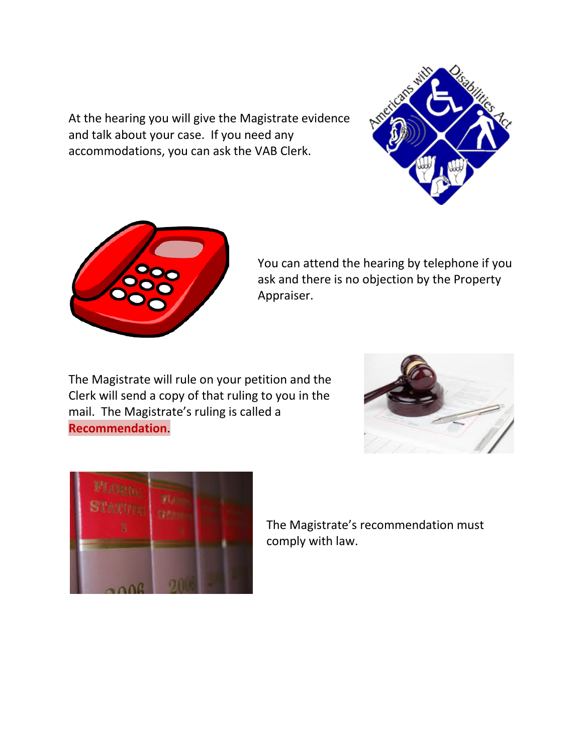At the hearing you will give the Magistrate evidence and talk about your case. If you need any accommodations, you can ask the VAB Clerk.

You can attend the hearing by telephone if you ask and there is no objection by the Property Appraiser.

The Magistrate will rule on your petition and the Clerk will send a copy of that ruling to you in the mail. The Magistrate's ruling is called a **Recommendation**.

The Magistrate's recommendation must comply with law.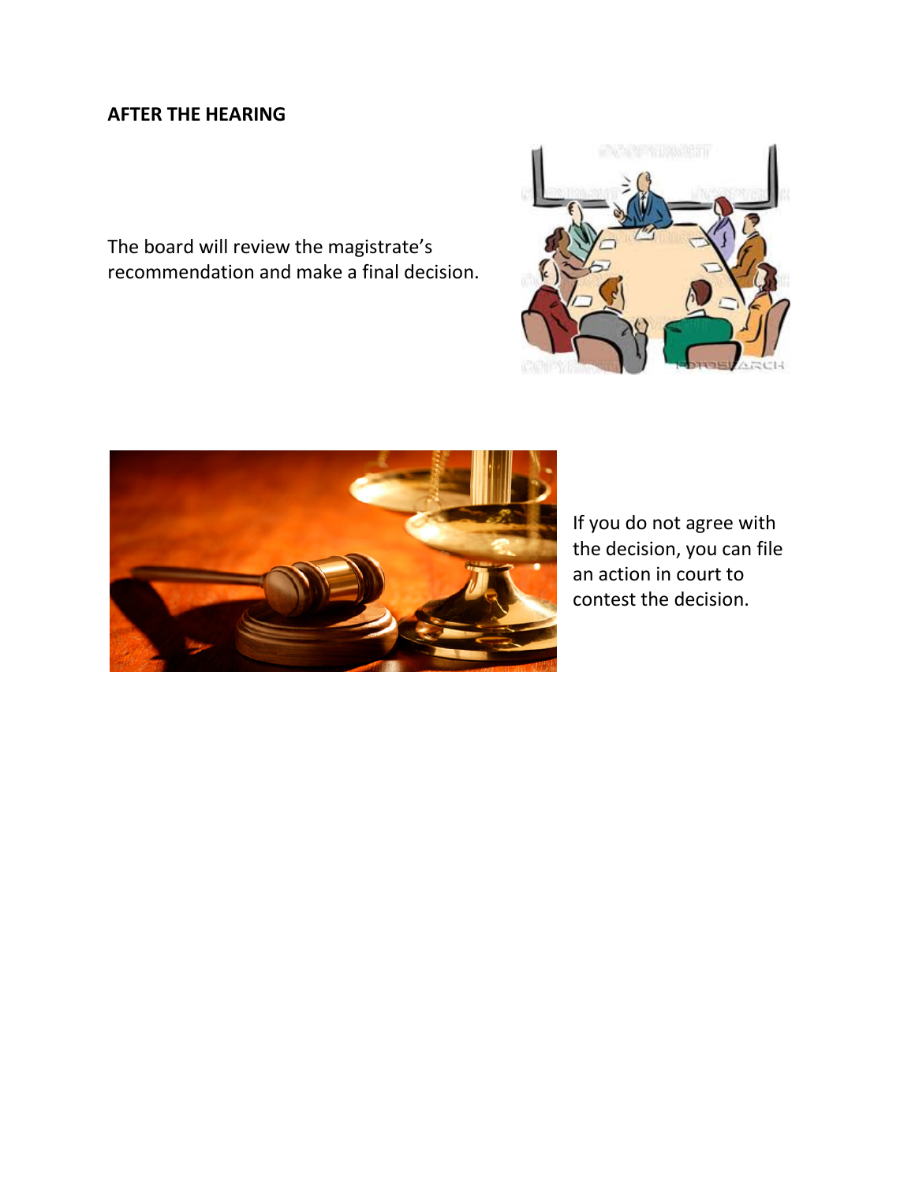**AFTER THE HEARING**

The board will review the magistrate's recommendation and make a final decision.

If you do not agree with the decision, you can file an action in court to contest the decision.